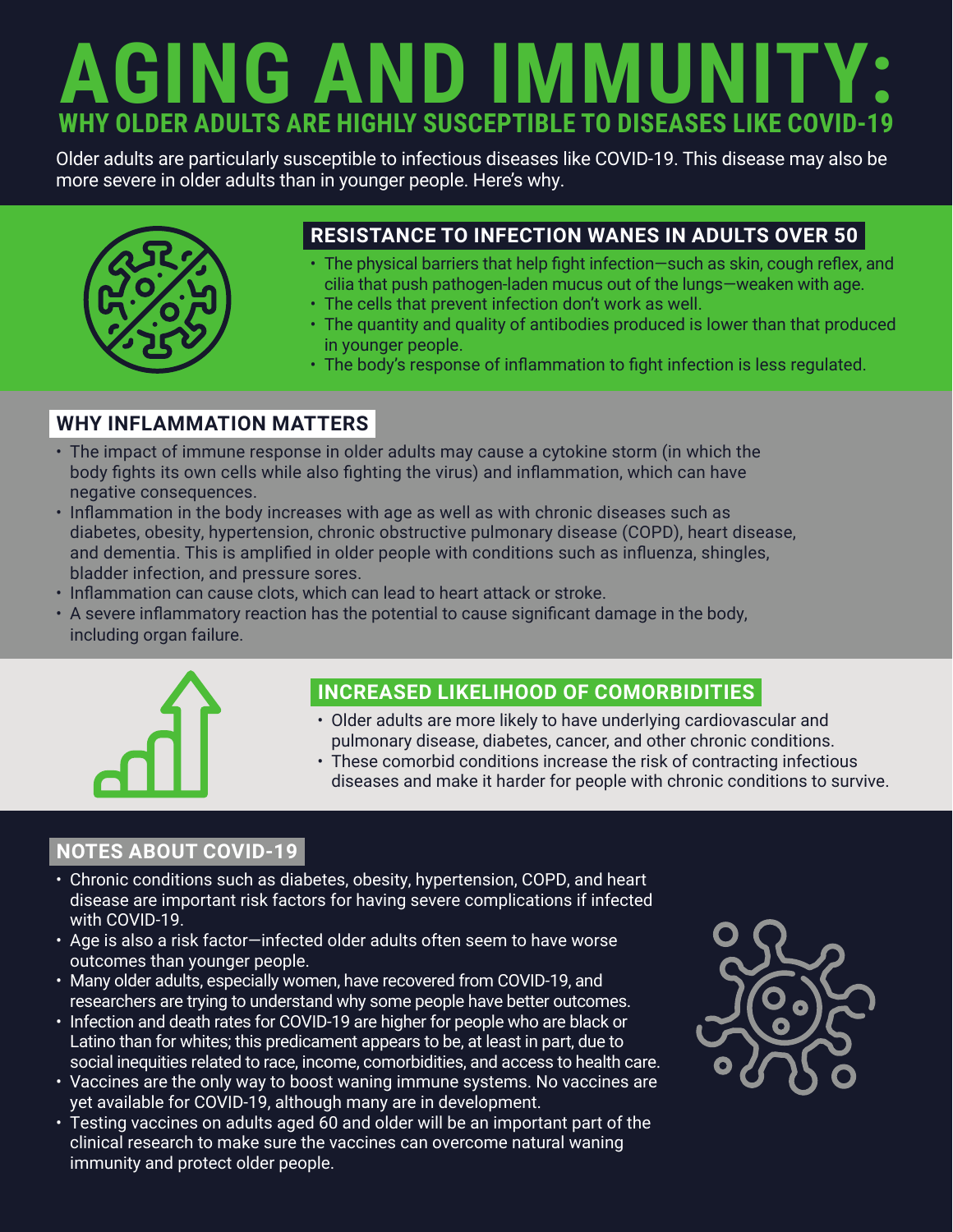# AGING AND IMMUNITY:

## WHY OLDER ADULTS ARE HIGHLY SUSCEPTIBLE TO DISEASES LIKE COVID-19

Older adults are particularly susceptible to infectious diseases like COVID-19. This disease may also be more severe in older adults than in younger people. Here's why.

### RESISTANCE TO INFECTION WANES IN ADULTS OVER 50

- The physical barriers that help fight infection—such as skin, cough reflex, and cilia that push pathogen-laden mucus out of the lungs—weaken with age.
- The cells that prevent infection don't work as well.
- The quantity and quality of antibodies produced is lower than that produced in younger people.
- The body's response of inflammation to fight infection is less regulated.

### WHY INFLAMMATION MATTERS

- The impact of immune response in older adults may cause a cytokine storm (in which the body fights its own cells while also fighting the virus) and inflammation, which can have negative consequences.
- Inflammation in the body increases with age as well as with chronic diseases such as diabetes, obesity, hypertension, chronic obstructive pulmonary disease (COPD), heart disease, and dementia. This is amplified in older people with conditions such as influenza, shingles, bladder infection, and pressure sores.
- Inflammation can cause clots, which can lead to heart attack or stroke.
- A severe inflammatory reaction has the potential to cause significant damage in the body, including organ failure.

### INCREASED LIKELIHOOD OF COMORBIDITIES

- Older adults are more likely to have underlying cardiovascular and pulmonary disease, diabetes, cancer, and other chronic conditions.
- These comorbid conditions increase the risk of contracting infectious diseases and make it harder for people with chronic conditions to survive.

### NOTES ABOUT COVID-19

- Chronic conditions such as diabetes, obesity, hypertension, COPD, and heart disease are important risk factors for having severe complications if infected with COVID-19.
- Age is also a risk factor—infected older adults often seem to have worse outcomes than younger people.
- Many older adults, especially women, have recovered from COVID-19, and researchers are trying to understand why some people have better outcomes.
- Infection and death rates for COVID-19 are higher for people who are black or Latino than for whites; this predicament appears to be, at least in part, due to social inequities related to race, income, comorbidities, and access to health care.
- Vaccines are the only way to boost waning immune systems. No vaccines are yet available for COVID-19, although many are in development.
- Testing vaccines on adults aged 60 and older will be an important part of the clinical research to make sure the vaccines can overcome natural waning immunity and protect older people.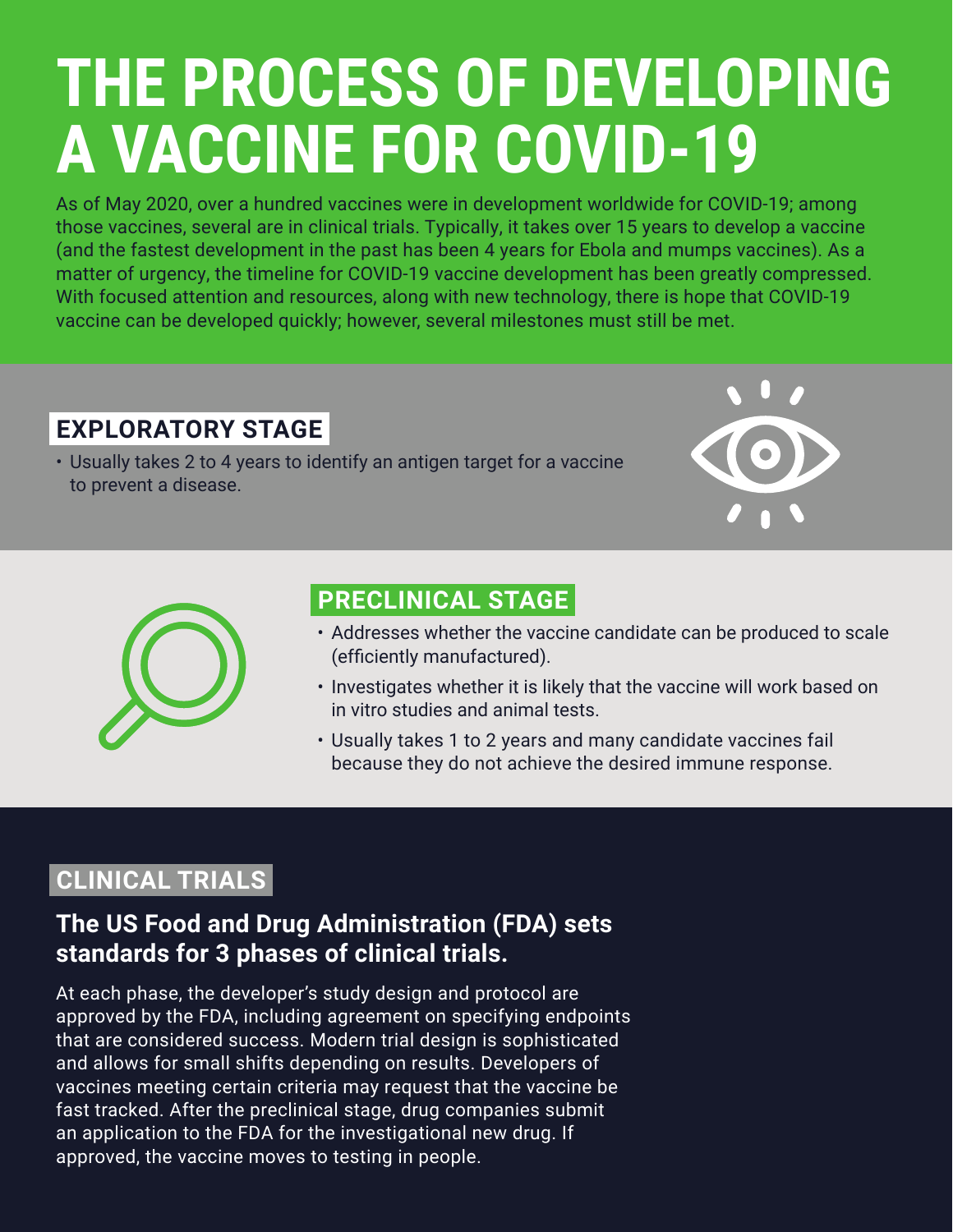# THE PROCESS OF DEVELOPING A VACCINE FOR COVID-19

As of May 2020, over a hundred vaccines were in development worldwide for COVID-19; among those vaccines, several are in clinical trials. Typically, it takes over 15 years to develop a vaccine (and the fastest development in the past has been 4 years for Ebola and mumps vaccines). As a matter of urgency, the timeline for COVID-19 vaccine development has been greatly compressed. With focused attention and resources, along with new technology, there is hope that COVID-19 vaccine can be developed quickly; however, several milestones must still be met.

## EXPLORATORY STAGE

- Usually takes 2 to 4 years to identify an antigen target for a vaccine to prevent a disease.

## PRECLINICAL STAGE

- Addresses whether the vaccine candidate can be produced to scale (efficiently manufactured).
- Investigates whether it is likely that the vaccine will work based on in vitro studies and animal tests.
- Usually takes 1 to 2 years and many candidate vaccines fail because they do not achieve the desired immune response.

## CLINICAL TRIALS

### The US Food and Drug Administration (FDA) sets standards for 3 phases of clinical trials.

At each phase, the developer's study design and protocol are approved by the FDA, including agreement on specifying endpoints that are considered success. Modern trial design is sophisticated and allows for small shifts depending on results. Developers of vaccines meeting certain criteria may request that the vaccine be fast tracked. After the preclinical stage, drug companies submit an application to the FDA for the investigational new drug. If approved, the vaccine moves to testing in people.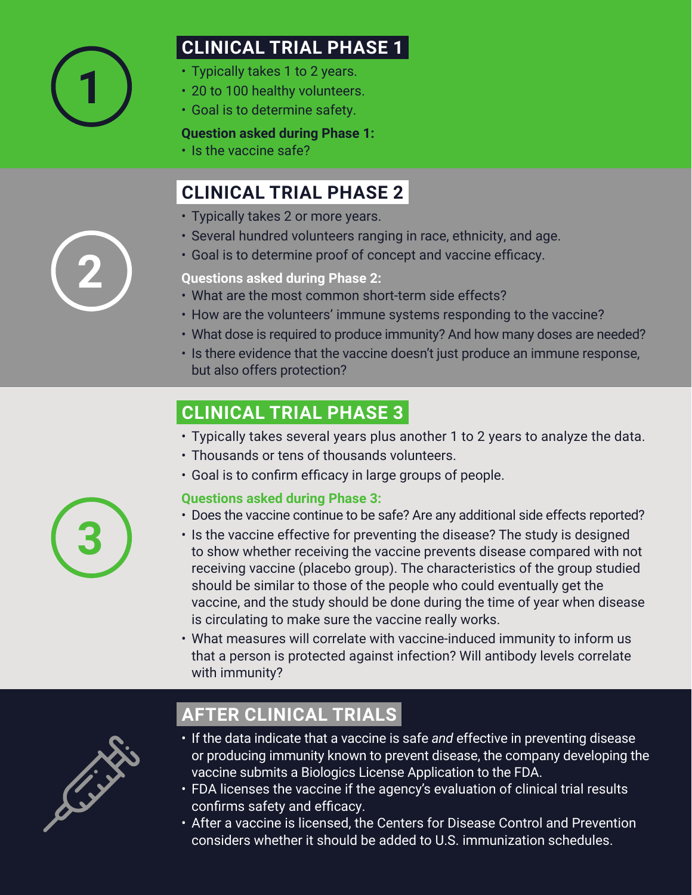## CLINICAL TRIAL PHASE 1

- Typically takes 1 to 2 years.
- 20 to 100 healthy volunteers.
- Goal is to determine safety.

**Question asked during Phase 1:**

- Is the vaccine safe?

## CLINICAL TRIAL PHASE 2

- Typically takes 2 or more years.
- Several hundred volunteers ranging in race, ethnicity, and age.
- Goal is to determine proof of concept and vaccine efficacy.

**Questions asked during Phase 2:**

- What are the most common short-term side effects?
- How are the volunteers' immune systems responding to the vaccine?
- What dose is required to produce immunity? And how many doses are needed?
- Is there evidence that the vaccine doesn't just produce an immune response, but also offers protection?

## CLINICAL TRIAL PHASE 3

- Typically takes several years plus another 1 to 2 years to analyze the data.
- Thousands or tens of thousands volunteers.
- Goal is to confirm efficacy in large groups of people.

**Questions asked during Phase 3:**

- Does the vaccine continue to be safe? Are any additional side effects reported?
- Is the vaccine effective for preventing the disease? The study is designed to show whether receiving the vaccine prevents disease compared with not receiving vaccine (placebo group). The characteristics of the group studied should be similar to those of the people who could eventually get the vaccine, and the study should be done during the time of year when disease is circulating to make sure the vaccine really works.
- What measures will correlate with vaccine-induced immunity to inform us that a person is protected against infection? Will antibody levels correlate with immunity?

## AFTER CLINICAL TRIALS

- If the data indicate that a vaccine is safe *and* effective in preventing disease or producing immunity known to prevent disease, the company developing the vaccine submits a Biologics License Application to the FDA.
- FDA licenses the vaccine if the agency's evaluation of clinical trial results confirms safety and efficacy.
- After a vaccine is licensed, the Centers for Disease Control and Prevention considers whether it should be added to U.S. immunization schedules.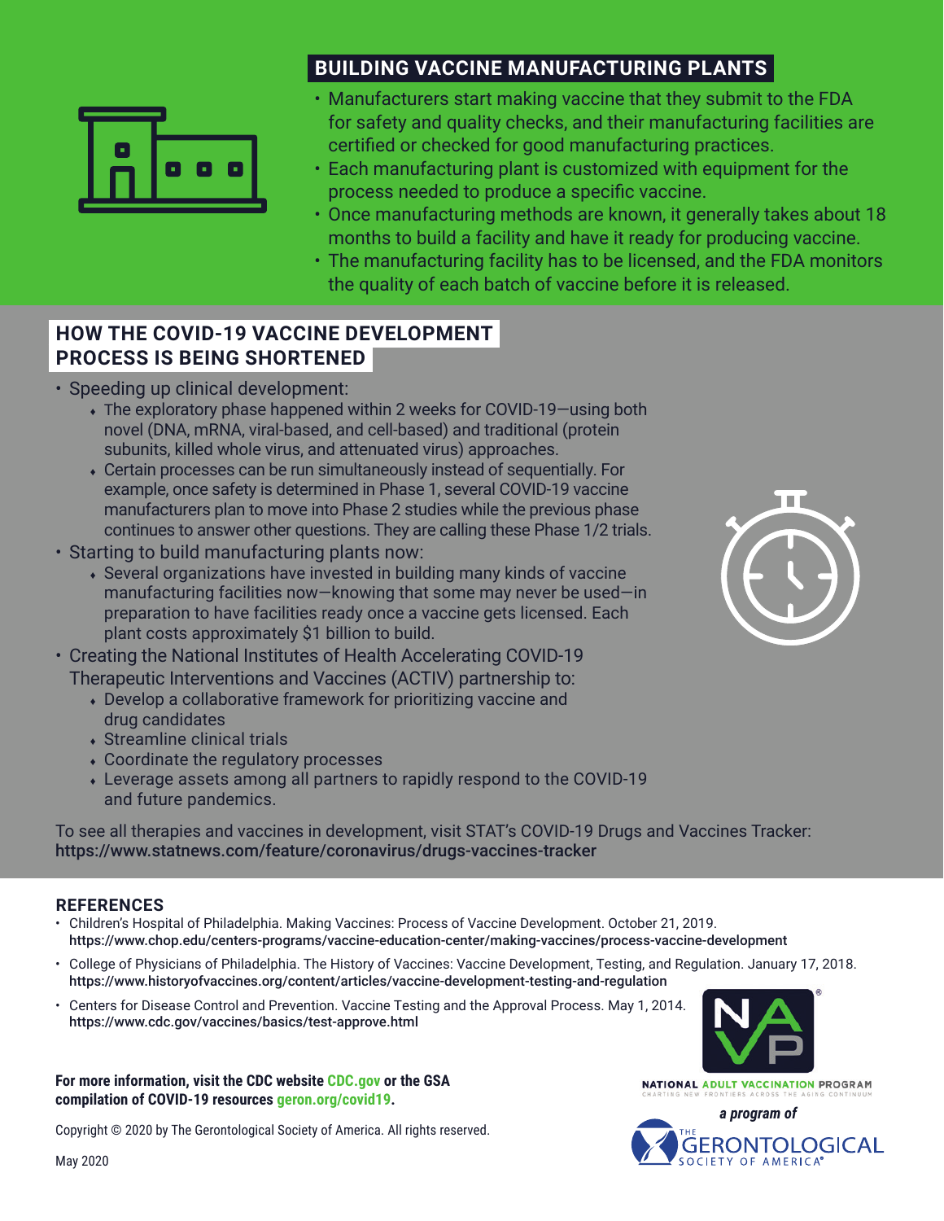## BUILDING VACCINE MANUFACTURING PLANTS

- Manufacturers start making vaccine that they submit to the FDA for safety and quality checks, and their manufacturing facilities are certified or checked for good manufacturing practices.
- Each manufacturing plant is customized with equipment for the process needed to produce a specific vaccine.
- Once manufacturing methods are known, it generally takes about 18 months to build a facility and have it ready for producing vaccine.
- The manufacturing facility has to be licensed, and the FDA monitors the quality of each batch of vaccine before it is released.

## HOW THE COVID-19 VACCINE DEVELOPMENT PROCESS IS BEING SHORTENED

- Speeding up clinical development:
  - The exploratory phase happened within 2 weeks for COVID-19—using both novel (DNA, mRNA, viral-based, and cell-based) and traditional (protein subunits, killed whole virus, and attenuated virus) approaches.
  - Certain processes can be run simultaneously instead of sequentially. For example, once safety is determined in Phase 1, several COVID-19 vaccine manufacturers plan to move into Phase 2 studies while the previous phase continues to answer other questions. They are calling these Phase 1/2 trials.
- Starting to build manufacturing plants now:
  - Several organizations have invested in building many kinds of vaccine manufacturing facilities now—knowing that some may never be used—in preparation to have facilities ready once a vaccine gets licensed. Each plant costs approximately $1 billion to build.
- Creating the National Institutes of Health Accelerating COVID-19 Therapeutic Interventions and Vaccines (ACTIV) partnership to:
  - Develop a collaborative framework for prioritizing vaccine and drug candidates
  - Streamline clinical trials
  - Coordinate the regulatory processes
  - Leverage assets among all partners to rapidly respond to the COVID-19 and future pandemics.

To see all therapies and vaccines in development, visit STAT's COVID-19 Drugs and Vaccines Tracker:
**https://www.statnews.com/feature/coronavirus/drugs-vaccines-tracker**

### REFERENCES

- Children's Hospital of Philadelphia. Making Vaccines: Process of Vaccine Development. October 21, 2019.
  https://www.chop.edu/centers-programs/vaccine-education-center/making-vaccines/process-vaccine-development
- College of Physicians of Philadelphia. The History of Vaccines: Vaccine Development, Testing, and Regulation. January 17, 2018.
  https://www.historyofvaccines.org/content/articles/vaccine-development-testing-and-regulation
- Centers for Disease Control and Prevention. Vaccine Testing and the Approval Process. May 1, 2014.
  https://www.cdc.gov/vaccines/basics/test-approve.html

**For more information, visit the CDC website CDC.gov or the GSA compilation of COVID-19 resources geron.org/covid19.**

Copyright © 2020 by The Gerontological Society of America. All rights reserved.

May 2020

NATIONAL ADULT VACCINATION PROGRAM
CHARTING NEW FRONTIERS ACROSS THE AGING CONTINUUM

*a program of*

THE GERONTOLOGICAL SOCIETY OF AMERICA®